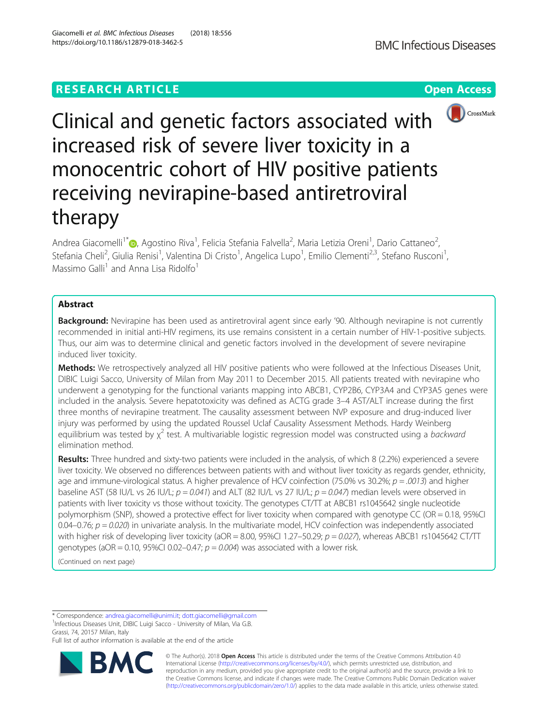RESEARCH ARTICLE

Open Access

# Clinical and genetic factors associated with increased risk of severe liver toxicity in a monocentric cohort of HIV positive patients receiving nevirapine-based antiretroviral therapy

Andrea Giacomelli[1*], Agostino Riva[1], Felicia Stefania Falvella[2], Maria Letizia Oreni[1], Dario Cattaneo[2], Stefania Cheli[2], Giulia Renisi[1], Valentina Di Cristo[1], Angelica Lupo[1], Emilio Clementi[2,3], Stefano Rusconi[1], Massimo Galli[1] and Anna Lisa Ridolfo[1]

## Abstract

**Background:** Nevirapine has been used as antiretroviral agent since early '90. Although nevirapine is not currently recommended in initial anti-HIV regimens, its use remains consistent in a certain number of HIV-1-positive subjects. Thus, our aim was to determine clinical and genetic factors involved in the development of severe nevirapine induced liver toxicity.

**Methods:** We retrospectively analyzed all HIV positive patients who were followed at the Infectious Diseases Unit, DIBIC Luigi Sacco, University of Milan from May 2011 to December 2015. All patients treated with nevirapine who underwent a genotyping for the functional variants mapping into ABCB1, CYP2B6, CYP3A4 and CYP3A5 genes were included in the analysis. Severe hepatotoxicity was defined as ACTG grade 3–4 AST/ALT increase during the first three months of nevirapine treatment. The causality assessment between NVP exposure and drug-induced liver injury was performed by using the updated Roussel Uclaf Causality Assessment Methods. Hardy Weinberg equilibrium was tested by $\chi^2$ test. A multivariable logistic regression model was constructed using a *backward* elimination method.

**Results:** Three hundred and sixty-two patients were included in the analysis, of which 8 (2.2%) experienced a severe liver toxicity. We observed no differences between patients with and without liver toxicity as regards gender, ethnicity, age and immune-virological status. A higher prevalence of HCV coinfection (75.0% vs 30.2%; $p = .0013$) and higher baseline AST (58 IU/L vs 26 IU/L; $p = 0.041$) and ALT (82 IU/L vs 27 IU/L; $p = 0.047$) median levels were observed in patients with liver toxicity vs those without toxicity. The genotypes CT/TT at ABCB1 rs1045642 single nucleotide polymorphism (SNP), showed a protective effect for liver toxicity when compared with genotype CC (OR = 0.18, 95%CI 0.04–0.76; $p = 0.020$) in univariate analysis. In the multivariate model, HCV coinfection was independently associated with higher risk of developing liver toxicity (aOR = 8.00, 95%CI 1.27–50.29; $p = 0.027$), whereas ABCB1 rs1045642 CT/TT genotypes (aOR = 0.10, 95%CI 0.02–0.47; $p = 0.004$) was associated with a lower risk.

(Continued on next page)

* Correspondence: andrea.giacomelli@unimi.it; dott.giacomelli@gmail.com
[1]Infectious Diseases Unit, DIBIC Luigi Sacco - University of Milan, Via G.B. Grassi, 74, 20157 Milan, Italy
Full list of author information is available at the end of the article

© The Author(s). 2018 **Open Access** This article is distributed under the terms of the Creative Commons Attribution 4.0 International License (http://creativecommons.org/licenses/by/4.0/), which permits unrestricted use, distribution, and reproduction in any medium, provided you give appropriate credit to the original author(s) and the source, provide a link to the Creative Commons license, and indicate if changes were made. The Creative Commons Public Domain Dedication waiver (http://creativecommons.org/publicdomain/zero/1.0/) applies to the data made available in this article, unless otherwise stated.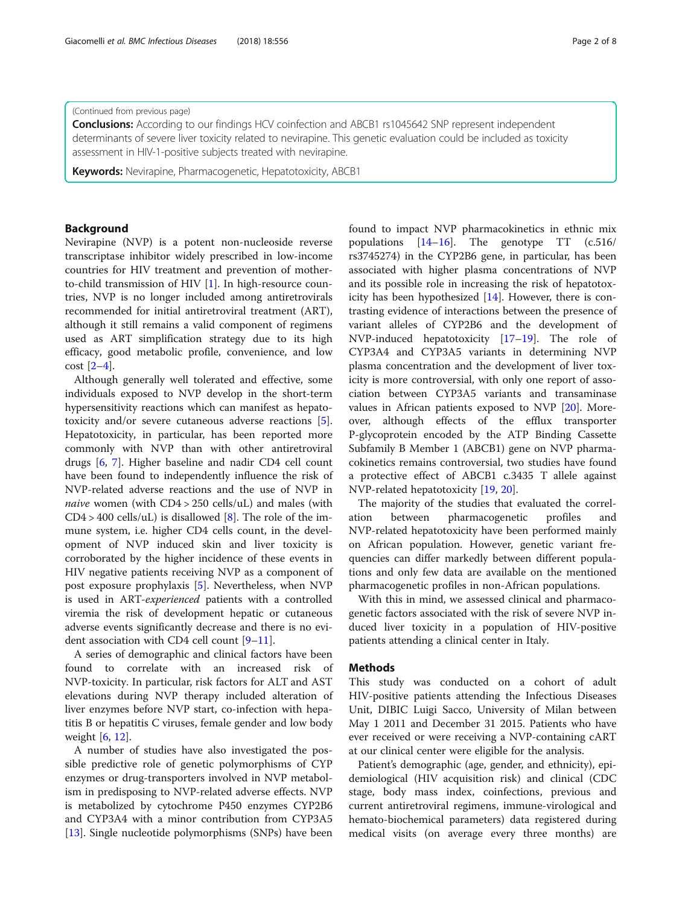(Continued from previous page)

**Conclusions:** According to our findings HCV coinfection and ABCB1 rs1045642 SNP represent independent determinants of severe liver toxicity related to nevirapine. This genetic evaluation could be included as toxicity assessment in HIV-1-positive subjects treated with nevirapine.

**Keywords:** Nevirapine, Pharmacogenetic, Hepatotoxicity, ABCB1

## Background

Nevirapine (NVP) is a potent non-nucleoside reverse transcriptase inhibitor widely prescribed in low-income countries for HIV treatment and prevention of mother-to-child transmission of HIV [1]. In high-resource countries, NVP is no longer included among antiretrovirals recommended for initial antiretroviral treatment (ART), although it still remains a valid component of regimens used as ART simplification strategy due to its high efficacy, good metabolic profile, convenience, and low cost [2–4].

Although generally well tolerated and effective, some individuals exposed to NVP develop in the short-term hypersensitivity reactions which can manifest as hepatotoxicity and/or severe cutaneous adverse reactions [5]. Hepatotoxicity, in particular, has been reported more commonly with NVP than with other antiretroviral drugs [6, 7]. Higher baseline and nadir CD4 cell count have been found to independently influence the risk of NVP-related adverse reactions and the use of NVP in *naive* women (with CD4 > 250 cells/uL) and males (with CD4 > 400 cells/uL) is disallowed [8]. The role of the immune system, i.e. higher CD4 cells count, in the development of NVP induced skin and liver toxicity is corroborated by the higher incidence of these events in HIV negative patients receiving NVP as a component of post exposure prophylaxis [5]. Nevertheless, when NVP is used in ART-*experienced* patients with a controlled viremia the risk of development hepatic or cutaneous adverse events significantly decrease and there is no evident association with CD4 cell count [9–11].

A series of demographic and clinical factors have been found to correlate with an increased risk of NVP-toxicity. In particular, risk factors for ALT and AST elevations during NVP therapy included alteration of liver enzymes before NVP start, co-infection with hepatitis B or hepatitis C viruses, female gender and low body weight [6, 12].

A number of studies have also investigated the possible predictive role of genetic polymorphisms of CYP enzymes or drug-transporters involved in NVP metabolism in predisposing to NVP-related adverse effects. NVP is metabolized by cytochrome P450 enzymes CYP2B6 and CYP3A4 with a minor contribution from CYP3A5 [13]. Single nucleotide polymorphisms (SNPs) have been found to impact NVP pharmacokinetics in ethnic mix populations [14–16]. The genotype TT (c.516/rs3745274) in the CYP2B6 gene, in particular, has been associated with higher plasma concentrations of NVP and its possible role in increasing the risk of hepatotoxicity has been hypothesized [14]. However, there is contrasting evidence of interactions between the presence of variant alleles of CYP2B6 and the development of NVP-induced hepatotoxicity [17–19]. The role of CYP3A4 and CYP3A5 variants in determining NVP plasma concentration and the development of liver toxicity is more controversial, with only one report of association between CYP3A5 variants and transaminase values in African patients exposed to NVP [20]. Moreover, although effects of the efflux transporter P-glycoprotein encoded by the ATP Binding Cassette Subfamily B Member 1 (ABCB1) gene on NVP pharmacokinetics remains controversial, two studies have found a protective effect of ABCB1 c.3435 T allele against NVP-related hepatotoxicity [19, 20].

The majority of the studies that evaluated the correlation between pharmacogenetic profiles and NVP-related hepatotoxicity have been performed mainly on African population. However, genetic variant frequencies can differ markedly between different populations and only few data are available on the mentioned pharmacogenetic profiles in non-African populations.

With this in mind, we assessed clinical and pharmacogenetic factors associated with the risk of severe NVP induced liver toxicity in a population of HIV-positive patients attending a clinical center in Italy.

## Methods

This study was conducted on a cohort of adult HIV-positive patients attending the Infectious Diseases Unit, DIBIC Luigi Sacco, University of Milan between May 1 2011 and December 31 2015. Patients who have ever received or were receiving a NVP-containing cART at our clinical center were eligible for the analysis.

Patient's demographic (age, gender, and ethnicity), epidemiological (HIV acquisition risk) and clinical (CDC stage, body mass index, coinfections, previous and current antiretroviral regimens, immune-virological and hemato-biochemical parameters) data registered during medical visits (on average every three months) are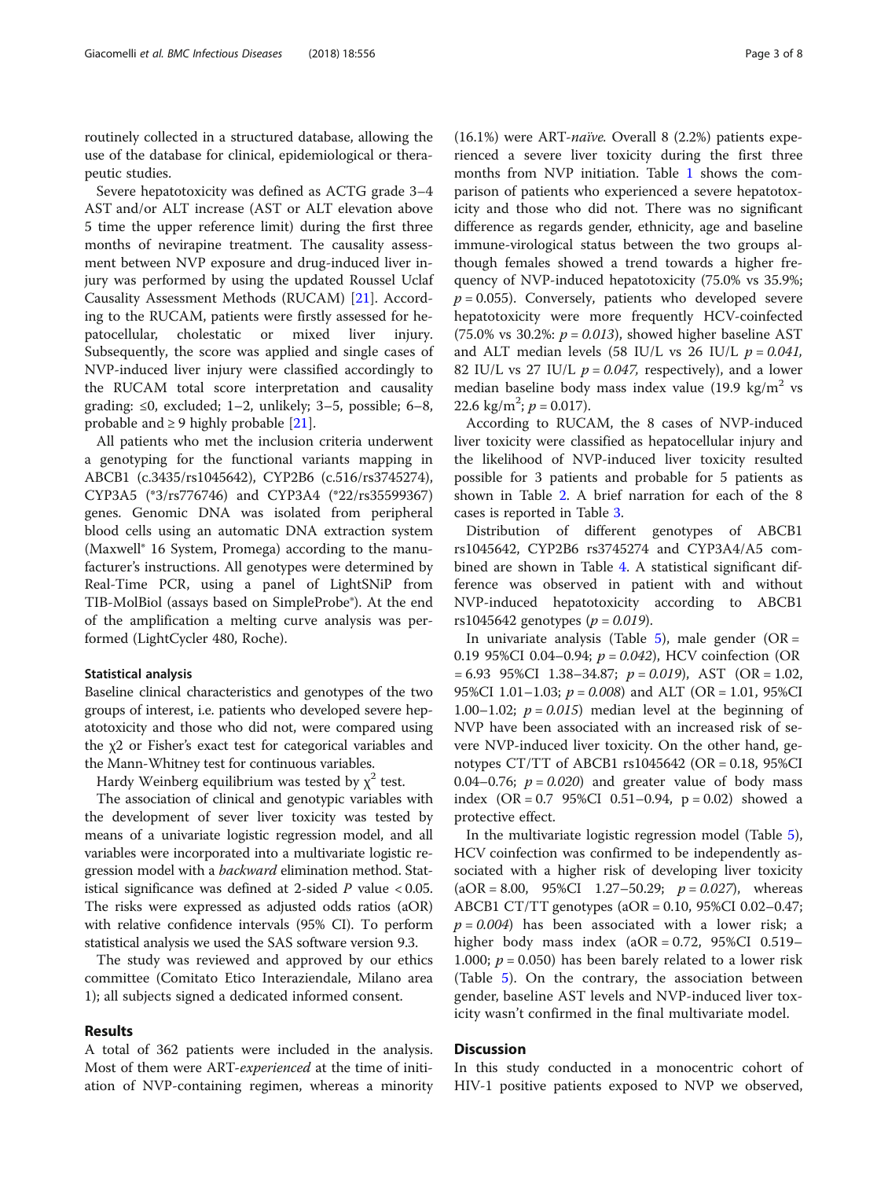routinely collected in a structured database, allowing the use of the database for clinical, epidemiological or therapeutic studies.

Severe hepatotoxicity was defined as ACTG grade 3–4 AST and/or ALT increase (AST or ALT elevation above 5 time the upper reference limit) during the first three months of nevirapine treatment. The causality assessment between NVP exposure and drug-induced liver injury was performed by using the updated Roussel Uclaf Causality Assessment Methods (RUCAM) [21]. According to the RUCAM, patients were firstly assessed for hepatocellular, cholestatic or mixed liver injury. Subsequently, the score was applied and single cases of NVP-induced liver injury were classified accordingly to the RUCAM total score interpretation and causality grading: ≤0, excluded; 1–2, unlikely; 3–5, possible; 6–8, probable and ≥ 9 highly probable [21].

All patients who met the inclusion criteria underwent a genotyping for the functional variants mapping in ABCB1 (c.3435/rs1045642), CYP2B6 (c.516/rs3745274), CYP3A5 (*3/rs776746) and CYP3A4 (*22/rs35599367) genes. Genomic DNA was isolated from peripheral blood cells using an automatic DNA extraction system (Maxwell® 16 System, Promega) according to the manufacturer's instructions. All genotypes were determined by Real-Time PCR, using a panel of LightSNiP from TIB-MolBiol (assays based on SimpleProbe®). At the end of the amplification a melting curve analysis was performed (LightCycler 480, Roche).

### Statistical analysis

Baseline clinical characteristics and genotypes of the two groups of interest, i.e. patients who developed severe hepatotoxicity and those who did not, were compared using the χ2 or Fisher's exact test for categorical variables and the Mann-Whitney test for continuous variables.

Hardy Weinberg equilibrium was tested by $\chi^2$ test.

The association of clinical and genotypic variables with the development of sever liver toxicity was tested by means of a univariate logistic regression model, and all variables were incorporated into a multivariate logistic regression model with a *backward* elimination method. Statistical significance was defined at 2-sided $P$ value < 0.05. The risks were expressed as adjusted odds ratios (aOR) with relative confidence intervals (95% CI). To perform statistical analysis we used the SAS software version 9.3.

The study was reviewed and approved by our ethics committee (Comitato Etico Interaziendale, Milano area 1); all subjects signed a dedicated informed consent.

## Results

A total of 362 patients were included in the analysis. Most of them were ART-*experienced* at the time of initiation of NVP-containing regimen, whereas a minority (16.1%) were ART-*naïve*. Overall 8 (2.2%) patients experienced a severe liver toxicity during the first three months from NVP initiation. Table 1 shows the comparison of patients who experienced a severe hepatotoxicity and those who did not. There was no significant difference as regards gender, ethnicity, age and baseline immune-virological status between the two groups although females showed a trend towards a higher frequency of NVP-induced hepatotoxicity (75.0% vs 35.9%; $p = 0.055$). Conversely, patients who developed severe hepatotoxicity were more frequently HCV-coinfected (75.0% vs 30.2%: $p = 0.013$), showed higher baseline AST and ALT median levels (58 IU/L vs 26 IU/L $p = 0.041$, 82 IU/L vs 27 IU/L $p = 0.047$, respectively), and a lower median baseline body mass index value (19.9 kg/m$^2$ vs 22.6 kg/m$^2$; $p = 0.017$).

According to RUCAM, the 8 cases of NVP-induced liver toxicity were classified as hepatocellular injury and the likelihood of NVP-induced liver toxicity resulted possible for 3 patients and probable for 5 patients as shown in Table 2. A brief narration for each of the 8 cases is reported in Table 3.

Distribution of different genotypes of ABCB1 rs1045642, CYP2B6 rs3745274 and CYP3A4/A5 combined are shown in Table 4. A statistical significant difference was observed in patient with and without NVP-induced hepatotoxicity according to ABCB1 rs1045642 genotypes ($p = 0.019$).

In univariate analysis (Table 5), male gender (OR = 0.19 95%CI 0.04–0.94; $p = 0.042$), HCV coinfection (OR = 6.93 95%CI 1.38–34.87; $p = 0.019$), AST (OR = 1.02, 95%CI 1.01–1.03; $p = 0.008$) and ALT (OR = 1.01, 95%CI 1.00–1.02; $p = 0.015$) median level at the beginning of NVP have been associated with an increased risk of severe NVP-induced liver toxicity. On the other hand, genotypes CT/TT of ABCB1 rs1045642 (OR = 0.18, 95%CI 0.04–0.76; $p = 0.020$) and greater value of body mass index (OR = 0.7 95%CI 0.51–0.94, p = 0.02) showed a protective effect.

In the multivariate logistic regression model (Table 5), HCV coinfection was confirmed to be independently associated with a higher risk of developing liver toxicity (aOR = 8.00, 95%CI 1.27–50.29; $p = 0.027$), whereas ABCB1 CT/TT genotypes (aOR = 0.10, 95%CI 0.02–0.47; $p = 0.004$) has been associated with a lower risk; a higher body mass index (aOR = 0.72, 95%CI 0.519–1.000; $p = 0.050$) has been barely related to a lower risk (Table 5). On the contrary, the association between gender, baseline AST levels and NVP-induced liver toxicity wasn't confirmed in the final multivariate model.

## Discussion

In this study conducted in a monocentric cohort of HIV-1 positive patients exposed to NVP we observed,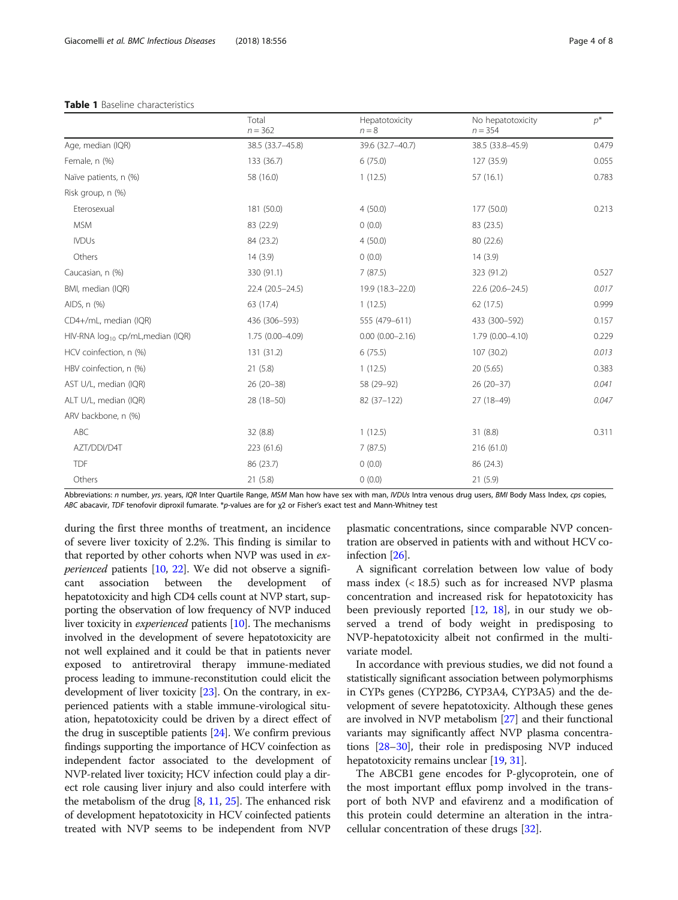**Table 1** Baseline characteristics

| | Total $n = 362$ | Hepatotoxicity $n = 8$ | No hepatotoxicity $n = 354$ | $p$* |
|---|---|---|---|---|
| Age, median (IQR) | 38.5 (33.7–45.8) | 39.6 (32.7–40.7) | 38.5 (33.8–45.9) | 0.479 |
| Female, n (%) | 133 (36.7) | 6 (75.0) | 127 (35.9) | 0.055 |
| Naïve patients, n (%) | 58 (16.0) | 1 (12.5) | 57 (16.1) | 0.783 |
| Risk group, n (%) | | | | |
| Eterosexual | 181 (50.0) | 4 (50.0) | 177 (50.0) | 0.213 |
| MSM | 83 (22.9) | 0 (0.0) | 83 (23.5) | |
| IVDUs | 84 (23.2) | 4 (50.0) | 80 (22.6) | |
| Others | 14 (3.9) | 0 (0.0) | 14 (3.9) | |
| Caucasian, n (%) | 330 (91.1) | 7 (87.5) | 323 (91.2) | 0.527 |
| BMI, median (IQR) | 22.4 (20.5–24.5) | 19.9 (18.3–22.0) | 22.6 (20.6–24.5) | *0.017* |
| AIDS, n (%) | 63 (17.4) | 1 (12.5) | 62 (17.5) | 0.999 |
| CD4+/mL, median (IQR) | 436 (306–593) | 555 (479–611) | 433 (300–592) | 0.157 |
| HIV-RNA $\log_{10}$ cp/mL,median (IQR) | 1.75 (0.00–4.09) | 0.00 (0.00–2.16) | 1.79 (0.00–4.10) | 0.229 |
| HCV coinfection, n (%) | 131 (31.2) | 6 (75.5) | 107 (30.2) | *0.013* |
| HBV coinfection, n (%) | 21 (5.8) | 1 (12.5) | 20 (5.65) | 0.383 |
| AST U/L, median (IQR) | 26 (20–38) | 58 (29–92) | 26 (20–37) | *0.041* |
| ALT U/L, median (IQR) | 28 (18–50) | 82 (37–122) | 27 (18–49) | *0.047* |
| ARV backbone, n (%) | | | | |
| ABC | 32 (8.8) | 1 (12.5) | 31 (8.8) | 0.311 |
| AZT/DDI/D4T | 223 (61.6) | 7 (87.5) | 216 (61.0) | |
| TDF | 86 (23.7) | 0 (0.0) | 86 (24.3) | |
| Others | 21 (5.8) | 0 (0.0) | 21 (5.9) | |

Abbreviations: *n* number, *yrs*. years, *IQR* Inter Quartile Range, *MSM* Man how have sex with man, *IVDUs* Intra venous drug users, *BMI* Body Mass Index, *cps* copies, *ABC* abacavir, *TDF* tenofovir diproxil fumarate. *p-values are for χ2 or Fisher's exact test and Mann-Whitney test

during the first three months of treatment, an incidence of severe liver toxicity of 2.2%. This finding is similar to that reported by other cohorts when NVP was used in *experienced* patients [10, 22]. We did not observe a significant association between the development of hepatotoxicity and high CD4 cells count at NVP start, supporting the observation of low frequency of NVP induced liver toxicity in *experienced* patients [10]. The mechanisms involved in the development of severe hepatotoxicity are not well explained and it could be that in patients never exposed to antiretroviral therapy immune-mediated process leading to immune-reconstitution could elicit the development of liver toxicity [23]. On the contrary, in experienced patients with a stable immune-virological situation, hepatotoxicity could be driven by a direct effect of the drug in susceptible patients [24]. We confirm previous findings supporting the importance of HCV coinfection as independent factor associated to the development of NVP-related liver toxicity; HCV infection could play a direct role causing liver injury and also could interfere with the metabolism of the drug [8, 11, 25]. The enhanced risk of development hepatotoxicity in HCV coinfected patients treated with NVP seems to be independent from NVP plasmatic concentrations, since comparable NVP concentration are observed in patients with and without HCV coinfection [26].

A significant correlation between low value of body mass index (< 18.5) such as for increased NVP plasma concentration and increased risk for hepatotoxicity has been previously reported [12, 18], in our study we observed a trend of body weight in predisposing to NVP-hepatotoxicity albeit not confirmed in the multivariate model.

In accordance with previous studies, we did not found a statistically significant association between polymorphisms in CYPs genes (CYP2B6, CYP3A4, CYP3A5) and the development of severe hepatotoxicity. Although these genes are involved in NVP metabolism [27] and their functional variants may significantly affect NVP plasma concentrations [28–30], their role in predisposing NVP induced hepatotoxicity remains unclear [19, 31].

The ABCB1 gene encodes for P-glycoprotein, one of the most important efflux pomp involved in the transport of both NVP and efavirenz and a modification of this protein could determine an alteration in the intracellular concentration of these drugs [32].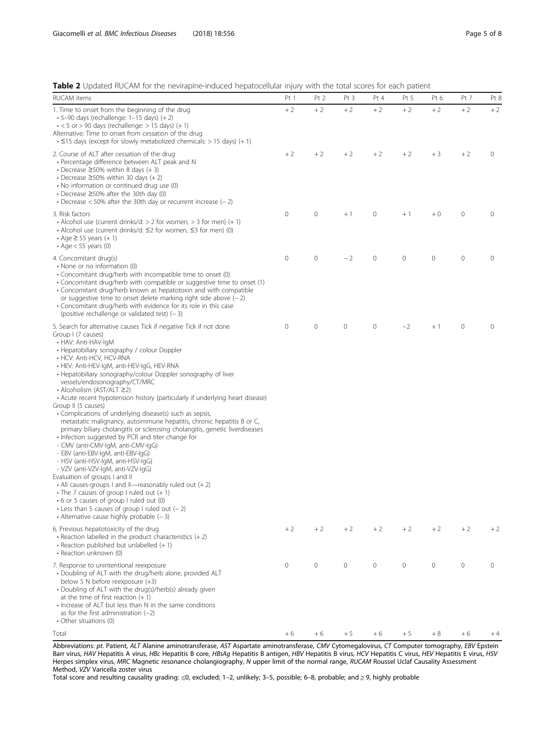**Table 2** Updated RUCAM for the nevirapine-induced hepatocellular injury with the total scores for each patient

| RUCAM items | Pt 1 | Pt 2 | Pt 3 | Pt 4 | Pt 5 | Pt 6 | Pt 7 | Pt 8 |
|---|---|---|---|---|---|---|---|---|
| 1. Time to onset from the beginning of the drug<br>• 5–90 days (rechallenge: 1–15 days) (+ 2)<br>• < 5 or > 90 days (rechallenge: > 15 days) (+ 1)<br>Alternative: Time to onset from cessation of the drug<br>• ≤15 days (except for slowly metabolized chemicals: > 15 days) (+ 1) | + 2 | + 2 | + 2 | + 2 | + 2 | + 2 | + 2 | + 2 |
| 2. Course of ALT after cessation of the drug<br>• Percentage difference between ALT peak and N<br>• Decrease ≥50% within 8 days (+ 3)<br>• Decrease ≥50% within 30 days (+ 2)<br>• No information or continued drug use (0)<br>• Decrease ≥50% after the 30th day (0)<br>• Decrease < 50% after the 30th day or recurrent increase (− 2) | + 2 | + 2 | + 2 | + 2 | + 2 | + 3 | + 2 | 0 |
| 3. Risk factors<br>• Alcohol use (current drinks/d: > 2 for women, > 3 for men) (+ 1)<br>• Alcohol use (current drinks/d: ≤2 for women, ≤3 for men) (0)<br>• Age ≥ 55 years (+ 1)<br>• Age < 55 years (0) | 0 | 0 | + 1 | 0 | + 1 | + 0 | 0 | 0 |
| 4. Concomitant drug(s)<br>• None or no information (0)<br>• Concomitant drug/herb with incompatible time to onset (0)<br>• Concomitant drug/herb with compatible or suggestive time to onset (1)<br>• Concomitant drug/herb known as hepatotoxin and with compatible or suggestive time to onset delete marking right side above (− 2)<br>• Concomitant drug/herb with evidence for its role in this case (positive rechallenge or validated test) (− 3) | 0 | 0 | − 2 | 0 | 0 | 0 | 0 | 0 |
| 5. Search for alternative causes Tick if negative Tick if not done<br>Group I (7 causes)<br>• HAV: Anti-HAV-IgM<br>• Hepatobiliary sonography / colour Doppler<br>• HCV: Anti-HCV, HCV-RNA<br>• HEV: Anti-HEV-IgM, anti-HEV-IgG, HEV-RNA<br>• Hepatobiliary sonography/colour Doppler sonography of liver vessels/endosonography/CT/MRC<br>• Alcoholism (AST/ALT ≥2)<br>• Acute recent hypotension history (particularly if underlying heart disease)<br>Group II (5 causes)<br>• Complications of underlying disease(s) such as sepsis, metastatic malignancy, autoimmune hepatitis, chronic hepatitis B or C, primary biliary cholangitis or sclerosing cholangitis, genetic liverdiseases<br>• Infection suggested by PCR and titer change for<br>- CMV (anti-CMV-IgM, anti-CMV-IgG)<br>- EBV (anti-EBV-IgM, anti-EBV-IgG)<br>- HSV (anti-HSV-IgM, anti-HSV-IgG)<br>- VZV (anti-VZV-IgM, anti-VZV-IgG)<br>Evaluation of groups I and II<br>• All causes-groups I and II—reasonably ruled out (+ 2)<br>• The 7 causes of group I ruled out (+ 1)<br>• 6 or 5 causes of group I ruled out (0)<br>• Less than 5 causes of group I ruled out (− 2)<br>• Alternative cause highly probable (− 3) | 0 | 0 | 0 | 0 | −2 | + 1 | 0 | 0 |
| 6. Previous hepatotoxicity of the drug<br>• Reaction labelled in the product characteristics (+ 2)<br>• Reaction published but unlabelled (+ 1)<br>• Reaction unknown (0) | + 2 | + 2 | + 2 | + 2 | + 2 | + 2 | + 2 | + 2 |
| 7. Response to unintentional reexposure<br>• Doubling of ALT with the drug/herb alone, provided ALT below 5 N before reexposure (+3)<br>• Doubling of ALT with the drug(s)/herb(s) already given at the time of first reaction (+ 1)<br>• Increase of ALT but less than N in the same conditions as for the first administration (−2)<br>• Other situations (0) | 0 | 0 | 0 | 0 | 0 | 0 | 0 | 0 |
| Total | + 6 | + 6 | + 5 | + 6 | + 5 | + 8 | + 6 | + 4 |

Abbreviations: *pt*. Patient, *ALT* Alanine aminotransferase, *AST* Aspartate aminotransferase, *CMV* Cytomegalovirus, *CT* Computer tomography, *EBV* Epstein Barr virus, *HAV* Hepatitis A virus, *HBc* Hepatitis B core, *HBsAg* Hepatitis B antigen, *HBV* Hepatitis B virus, *HCV* Hepatitis C virus, *HEV* Hepatitis E virus, *HSV* Herpes simplex virus, *MRC* Magnetic resonance cholangiography, *N* upper limit of the normal range, *RUCAM* Roussel Uclaf Causality Assessment Method, *VZV* Varicella zoster virus

Total score and resulting causality grading: ≤0, excluded; 1–2, unlikely; 3–5, possible; 6–8, probable; and ≥ 9, highly probable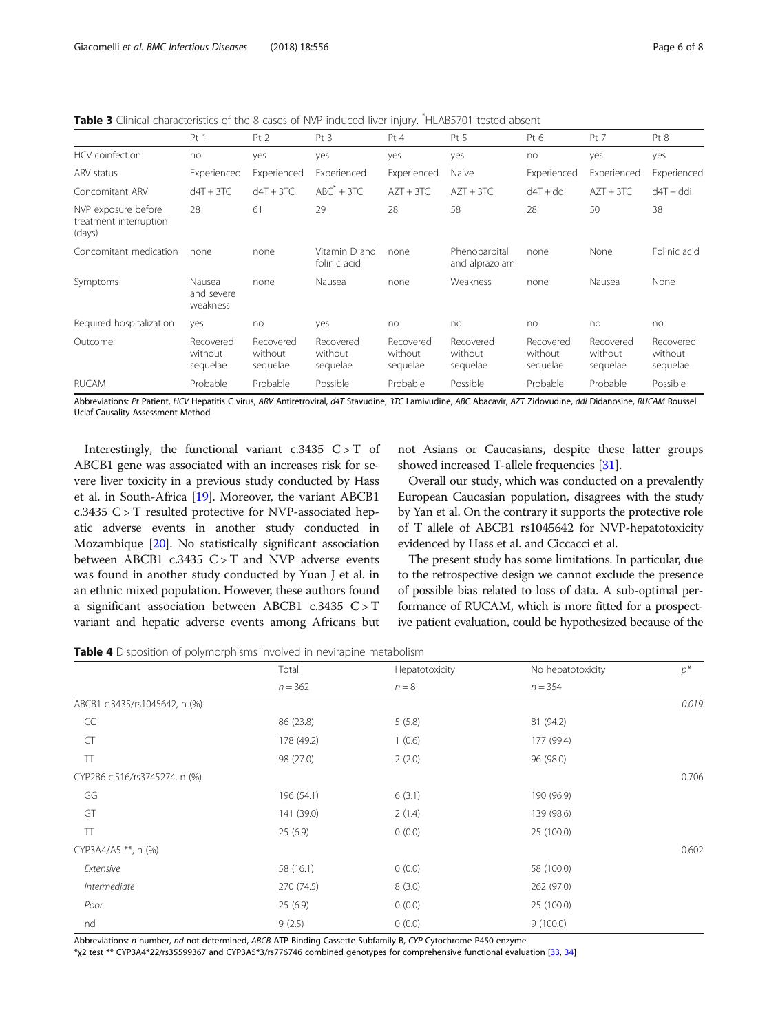**Table 3** Clinical characteristics of the 8 cases of NVP-induced liver injury. *HLAB5701 tested absent

| | Pt 1 | Pt 2 | Pt 3 | Pt 4 | Pt 5 | Pt 6 | Pt 7 | Pt 8 |
|---|---|---|---|---|---|---|---|---|
| HCV coinfection | no | yes | yes | yes | yes | no | yes | yes |
| ARV status | Experienced | Experienced | Experienced | Experienced | Naive | Experienced | Experienced | Experienced |
| Concomitant ARV | d4T + 3TC | d4T + 3TC | ABC* + 3TC | AZT + 3TC | AZT + 3TC | d4T + ddi | AZT + 3TC | d4T + ddi |
| NVP exposure before treatment interruption (days) | 28 | 61 | 29 | 28 | 58 | 28 | 50 | 38 |
| Concomitant medication | none | none | Vitamin D and folinic acid | none | Phenobarbital and alprazolam | none | None | Folinic acid |
| Symptoms | Nausea and severe weakness | none | Nausea | none | Weakness | none | Nausea | None |
| Required hospitalization | yes | no | yes | no | no | no | no | no |
| Outcome | Recovered without sequelae | Recovered without sequelae | Recovered without sequelae | Recovered without sequelae | Recovered without sequelae | Recovered without sequelae | Recovered without sequelae | Recovered without sequelae |
| RUCAM | Probable | Probable | Possible | Probable | Possible | Probable | Probable | Possible |

Abbreviations: *Pt* Patient, *HCV* Hepatitis C virus, *ARV* Antiretroviral, *d4T* Stavudine, *3TC* Lamivudine, *ABC* Abacavir, *AZT* Zidovudine, *ddi* Didanosine, *RUCAM* Roussel Uclaf Causality Assessment Method

Interestingly, the functional variant c.3435 C > T of ABCB1 gene was associated with an increases risk for severe liver toxicity in a previous study conducted by Hass et al. in South-Africa [19]. Moreover, the variant ABCB1 c.3435 C > T resulted protective for NVP-associated hepatic adverse events in another study conducted in Mozambique [20]. No statistically significant association between ABCB1 c.3435 C > T and NVP adverse events was found in another study conducted by Yuan J et al. in an ethnic mixed population. However, these authors found a significant association between ABCB1 c.3435 C > T variant and hepatic adverse events among Africans but not Asians or Caucasians, despite these latter groups showed increased T-allele frequencies [31].

Overall our study, which was conducted on a prevalently European Caucasian population, disagrees with the study by Yan et al. On the contrary it supports the protective role of T allele of ABCB1 rs1045642 for NVP-hepatotoxicity evidenced by Hass et al. and Ciccacci et al.

The present study has some limitations. In particular, due to the retrospective design we cannot exclude the presence of possible bias related to loss of data. A sub-optimal performance of RUCAM, which is more fitted for a prospective patient evaluation, could be hypothesized because of the

**Table 4** Disposition of polymorphisms involved in nevirapine metabolism

| | Total | Hepatotoxicity | No hepatotoxicity | $p$* |
|---|---|---|---|---|
| | $n = 362$ | $n = 8$ | $n = 354$ | |
| ABCB1 c.3435/rs1045642, n (%) | | | | *0.019* |
| CC | 86 (23.8) | 5 (5.8) | 81 (94.2) | |
| CT | 178 (49.2) | 1 (0.6) | 177 (99.4) | |
| TT | 98 (27.0) | 2 (2.0) | 96 (98.0) | |
| CYP2B6 c.516/rs3745274, n (%) | | | | 0.706 |
| GG | 196 (54.1) | 6 (3.1) | 190 (96.9) | |
| GT | 141 (39.0) | 2 (1.4) | 139 (98.6) | |
| TT | 25 (6.9) | 0 (0.0) | 25 (100.0) | |
| CYP3A4/A5 **, n (%) | | | | 0.602 |
| *Extensive* | 58 (16.1) | 0 (0.0) | 58 (100.0) | |
| *Intermediate* | 270 (74.5) | 8 (3.0) | 262 (97.0) | |
| *Poor* | 25 (6.9) | 0 (0.0) | 25 (100.0) | |
| nd | 9 (2.5) | 0 (0.0) | 9 (100.0) | |

Abbreviations: *n* number, *nd* not determined, *ABCB* ATP Binding Cassette Subfamily B, *CYP* Cytochrome P450 enzyme

*$\chi 2$ test ** CYP3A4*22/rs35599367 and CYP3A5*3/rs776746 combined genotypes for comprehensive functional evaluation [33, 34]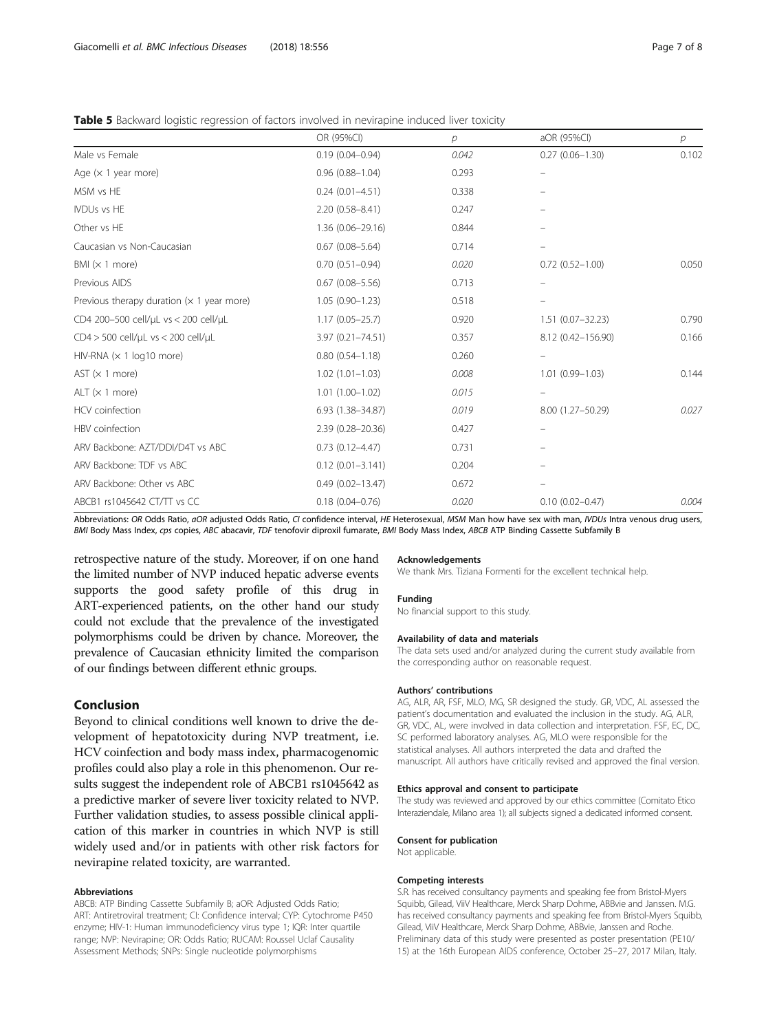**Table 5** Backward logistic regression of factors involved in nevirapine induced liver toxicity

| | OR (95%CI) | *p* | aOR (95%CI) | *p* |
|---|---|---|---|---|
| Male vs Female | 0.19 (0.04–0.94) | *0.042* | 0.27 (0.06–1.30) | 0.102 |
| Age (× 1 year more) | 0.96 (0.88–1.04) | 0.293 | – | |
| MSM vs HE | 0.24 (0.01–4.51) | 0.338 | – | |
| IVDUs vs HE | 2.20 (0.58–8.41) | 0.247 | – | |
| Other vs HE | 1.36 (0.06–29.16) | 0.844 | – | |
| Caucasian vs Non-Caucasian | 0.67 (0.08–5.64) | 0.714 | – | |
| BMI (× 1 more) | 0.70 (0.51–0.94) | *0.020* | 0.72 (0.52–1.00) | 0.050 |
| Previous AIDS | 0.67 (0.08–5.56) | 0.713 | – | |
| Previous therapy duration (× 1 year more) | 1.05 (0.90–1.23) | 0.518 | – | |
| CD4 200–500 cell/μL vs < 200 cell/μL | 1.17 (0.05–25.7) | 0.920 | 1.51 (0.07–32.23) | 0.790 |
| CD4 > 500 cell/μL vs < 200 cell/μL | 3.97 (0.21–74.51) | 0.357 | 8.12 (0.42–156.90) | 0.166 |
| HIV-RNA (× 1 log10 more) | 0.80 (0.54–1.18) | 0.260 | – | |
| AST (× 1 more) | 1.02 (1.01–1.03) | *0.008* | 1.01 (0.99–1.03) | 0.144 |
| ALT (× 1 more) | 1.01 (1.00–1.02) | *0.015* | – | |
| HCV coinfection | 6.93 (1.38–34.87) | *0.019* | 8.00 (1.27–50.29) | *0.027* |
| HBV coinfection | 2.39 (0.28–20.36) | 0.427 | – | |
| ARV Backbone: AZT/DDI/D4T vs ABC | 0.73 (0.12–4.47) | 0.731 | – | |
| ARV Backbone: TDF vs ABC | 0.12 (0.01–3.141) | 0.204 | – | |
| ARV Backbone: Other vs ABC | 0.49 (0.02–13.47) | 0.672 | – | |
| ABCB1 rs1045642 CT/TT vs CC | 0.18 (0.04–0.76) | *0.020* | 0.10 (0.02–0.47) | *0.004* |

Abbreviations: *OR* Odds Ratio, *aOR* adjusted Odds Ratio, *CI* confidence interval, *HE* Heterosexual, *MSM* Man how have sex with man, *IVDUs* Intra venous drug users, *BMI* Body Mass Index, *cps* copies, *ABC* abacavir, *TDF* tenofovir diproxil fumarate, *BMI* Body Mass Index, *ABCB* ATP Binding Cassette Subfamily B

retrospective nature of the study. Moreover, if on one hand the limited number of NVP induced hepatic adverse events supports the good safety profile of this drug in ART-experienced patients, on the other hand our study could not exclude that the prevalence of the investigated polymorphisms could be driven by chance. Moreover, the prevalence of Caucasian ethnicity limited the comparison of our findings between different ethnic groups.

## Conclusion

Beyond to clinical conditions well known to drive the development of hepatotoxicity during NVP treatment, i.e. HCV coinfection and body mass index, pharmacogenomic profiles could also play a role in this phenomenon. Our results suggest the independent role of ABCB1 rs1045642 as a predictive marker of severe liver toxicity related to NVP. Further validation studies, to assess possible clinical application of this marker in countries in which NVP is still widely used and/or in patients with other risk factors for nevirapine related toxicity, are warranted.

#### Abbreviations

ABCB: ATP Binding Cassette Subfamily B; aOR: Adjusted Odds Ratio; ART: Antiretroviral treatment; CI: Confidence interval; CYP: Cytochrome P450 enzyme; HIV-1: Human immunodeficiency virus type 1; IQR: Inter quartile range; NVP: Nevirapine; OR: Odds Ratio; RUCAM: Roussel Uclaf Causality Assessment Methods; SNPs: Single nucleotide polymorphisms

#### Acknowledgements

We thank Mrs. Tiziana Formenti for the excellent technical help.

#### Funding

No financial support to this study.

#### Availability of data and materials

The data sets used and/or analyzed during the current study available from the corresponding author on reasonable request.

#### Authors' contributions

AG, ALR, AR, FSF, MLO, MG, SR designed the study. GR, VDC, AL assessed the patient's documentation and evaluated the inclusion in the study. AG, ALR, GR, VDC, AL, were involved in data collection and interpretation. FSF, EC, DC, SC performed laboratory analyses. AG, MLO were responsible for the statistical analyses. All authors interpreted the data and drafted the manuscript. All authors have critically revised and approved the final version.

#### Ethics approval and consent to participate

The study was reviewed and approved by our ethics committee (Comitato Etico Interaziendale, Milano area 1); all subjects signed a dedicated informed consent.

#### Consent for publication

Not applicable.

#### Competing interests

S.R. has received consultancy payments and speaking fee from Bristol-Myers Squibb, Gilead, ViiV Healthcare, Merck Sharp Dohme, ABBvie and Janssen. M.G. has received consultancy payments and speaking fee from Bristol-Myers Squibb, Gilead, ViiV Healthcare, Merck Sharp Dohme, ABBvie, Janssen and Roche. Preliminary data of this study were presented as poster presentation (PE10/15) at the 16th European AIDS conference, October 25–27, 2017 Milan, Italy.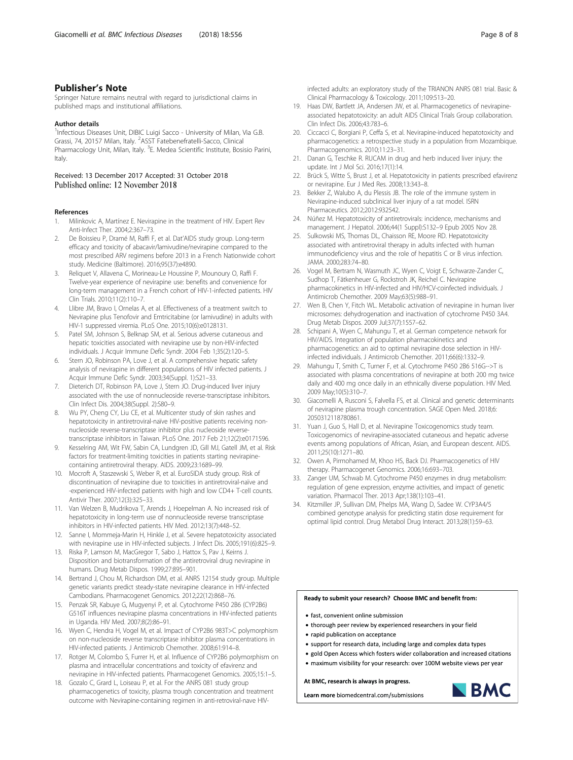## Publisher's Note

Springer Nature remains neutral with regard to jurisdictional claims in published maps and institutional affiliations.

### Author details

[1]Infectious Diseases Unit, DIBIC Luigi Sacco - University of Milan, Via G.B. Grassi, 74, 20157 Milan, Italy. [2]ASST Fatebenefratelli-Sacco, Clinical Pharmacology Unit, Milan, Italy. [3]E. Medea Scientific Institute, Bosisio Parini, Italy.

Received: 13 December 2017 Accepted: 31 October 2018
Published online: 12 November 2018

### References

1. Milinkovic A, Martínez E. Nevirapine in the treatment of HIV. Expert Rev Anti-Infect Ther. 2004;2:367–73.
2. De Boissieu P, Dramé M, Raffi F, et al. Dat'AIDS study group. Long-term efficacy and toxicity of abacavir/lamivudine/nevirapine compared to the most prescribed ARV regimens before 2013 in a French Nationwide cohort study. Medicine (Baltimore). 2016;95(37):e4890.
3. Reliquet V, Allavena C, Morineau-Le Houssine P, Mounoury O, Raffi F. Twelve-year experience of nevirapine use: benefits and convenience for long-term management in a French cohort of HIV-1-infected patients. HIV Clin Trials. 2010;11(2):110–7.
4. Llibre JM, Bravo I, Ornelas A, et al. Effectiveness of a treatment switch to Nevirapine plus Tenofovir and Emtricitabine (or lamivudine) in adults with HIV-1 suppressed viremia. PLoS One. 2015;10(6):e0128131.
5. Patel SM, Johnson S, Belknap SM, et al. Serious adverse cutaneous and hepatic toxicities associated with nevirapine use by non-HIV-infected individuals. J Acquir Immune Defic Syndr. 2004 Feb 1;35(2):120–5.
6. Stern JO, Robinson PA, Love J, et al. A comprehensive hepatic safety analysis of nevirapine in different populations of HIV infected patients. J Acquir Immune Defic Syndr. 2003;34(Suppl. 1):S21–33.
7. Dieterich DT, Robinson PA, Love J, Stern JO. Drug-induced liver injury associated with the use of nonnucleoside reverse-transcriptase inhibitors. Clin Infect Dis. 2004;38(Suppl. 2):S80–9.
8. Wu PY, Cheng CY, Liu CE, et al. Multicenter study of skin rashes and hepatotoxicity in antiretroviral-naïve HIV-positive patients receiving non-nucleoside reverse-transcriptase inhibitor plus nucleoside reverse-transcriptase inhibitors in Taiwan. PLoS One. 2017 Feb 21;12(2):e0171596.
9. Kesselring AM, Wit FW, Sabin CA, Lundgren JD, Gill MJ, Gatell JM, et al. Risk factors for treatment-limiting toxicities in patients starting nevirapine-containing antiretroviral therapy. AIDS. 2009;23:1689–99.
10. Mocroft A, Staszewski S, Weber R, et al. EuroSIDA study group. Risk of discontinuation of nevirapine due to toxicities in antiretroviral-naïve and -experienced HIV-infected patients with high and low CD4+ T-cell counts. Antivir Ther. 2007;12(3):325–33.
11. Van Welzen B, Mudrikova T, Arends J, Hoepelman A. No increased risk of hepatotoxicity in long-term use of nonnucleoside reverse transcriptase inhibitors in HIV-infected patients. HIV Med. 2012;13(7):448–52.
12. Sanne I, Mommeja-Marin H, Hinkle J, et al. Severe hepatotoxicity associated with nevirapine use in HIV-infected subjects. J Infect Dis. 2005;191(6):825–9.
13. Riska P, Lamson M, MacGregor T, Sabo J, Hattox S, Pav J, Keirns J. Disposition and biotransformation of the antiretroviral drug nevirapine in humans. Drug Metab Dispos. 1999;27:895–901.
14. Bertrand J, Chou M, Richardson DM, et al. ANRS 12154 study group. Multiple genetic variants predict steady-state nevirapine clearance in HIV-infected Cambodians. Pharmacogenet Genomics. 2012;22(12):868–76.
15. Penzak SR, Kabuye G, Mugyenyi P, et al. Cytochrome P450 2B6 (CYP2B6) G516T influences nevirapine plasma concentrations in HIV-infected patients in Uganda. HIV Med. 2007;8(2):86–91.
16. Wyen C, Hendra H, Vogel M, et al. Impact of CYP2B6 983T>C polymorphism on non-nucleoside reverse transcriptase inhibitor plasma concentrations in HIV-infected patients. J Antimicrob Chemother. 2008;61:914–8.
17. Rotger M, Colombo S, Furrer H, et al. Influence of CYP2B6 polymorphism on plasma and intracellular concentrations and toxicity of efavirenz and nevirapine in HIV-infected patients. Pharmacogenet Genomics. 2005;15:1–5.
18. Gozalo C, Grard L, Loiseau P, et al. For the ANRS 081 study group pharmacogenetics of toxicity, plasma trough concentration and treatment outcome with Nevirapine-containing regimen in anti-retroviral-nave HIV-infected adults: an exploratory study of the TRIANON ANRS 081 trial. Basic & Clinical Pharmacology & Toxicology. 2011;109:513–20.
19. Haas DW, Bartlett JA, Andersen JW, et al. Pharmacogenetics of nevirapine-associated hepatotoxicity: an adult AIDS Clinical Trials Group collaboration. Clin Infect Dis. 2006;43:783–6.
20. Ciccacci C, Borgiani P, Ceffa S, et al. Nevirapine-induced hepatotoxicity and pharmacogenetics: a retrospective study in a population from Mozambique. Pharmacogenomics. 2010;11:23–31.
21. Danan G, Teschke R. RUCAM in drug and herb induced liver injury: the update. Int J Mol Sci. 2016;17(1):14.
22. Brück S, Witte S, Brust J, et al. Hepatotoxicity in patients prescribed efavirenz or nevirapine. Eur J Med Res. 2008;13:343–8.
23. Bekker Z, Walubo A, du Plessis JB. The role of the immune system in Nevirapine-induced subclinical liver injury of a rat model. ISRN Pharmaceutics. 2012;2012:932542.
24. Núñez M. Hepatotoxicity of antiretrovirals: incidence, mechanisms and management. J Hepatol. 2006;44(1 Suppl):S132–9 Epub 2005 Nov 28.
25. Sulkowski MS, Thomas DL, Chaisson RE, Moore RD. Hepatotoxicity associated with antiretroviral therapy in adults infected with human immunodeficiency virus and the role of hepatitis C or B virus infection. JAMA. 2000;283:74–80.
26. Vogel M, Bertram N, Wasmuth JC, Wyen C, Voigt E, Schwarze-Zander C, Sudhop T, Fätkenheuer G, Rockstroh JK, Reichel C. Nevirapine pharmacokinetics in HIV-infected and HIV/HCV-coinfected individuals. J Antimicrob Chemother. 2009 May;63(5):988–91.
27. Wen B, Chen Y, Fitch WL. Metabolic activation of nevirapine in human liver microsomes: dehydrogenation and inactivation of cytochrome P450 3A4. Drug Metab Dispos. 2009 Jul;37(7):1557–62.
28. Schipani A, Wyen C, Mahungu T, et al. German competence network for HIV/AIDS. Integration of population pharmacokinetics and pharmacogenetics: an aid to optimal nevirapine dose selection in HIV-infected individuals. J Antimicrob Chemother. 2011;66(6):1332–9.
29. Mahungu T, Smith C, Turner F, et al. Cytochrome P450 2B6 516G-->T is associated with plasma concentrations of nevirapine at both 200 mg twice daily and 400 mg once daily in an ethnically diverse population. HIV Med. 2009 May;10(5):310–7.
30. Giacomelli A, Rusconi S, Falvella FS, et al. Clinical and genetic determinants of nevirapine plasma trough concentration. SAGE Open Med. 2018;6:2050312118780861.
31. Yuan J, Guo S, Hall D, et al. Nevirapine Toxicogenomics study team. Toxicogenomics of nevirapine-associated cutaneous and hepatic adverse events among populations of African, Asian, and European descent. AIDS. 2011;25(10):1271–80.
32. Owen A, Pirmohamed M, Khoo HS, Back DJ. Pharmacogenetics of HIV therapy. Pharmacogenet Genomics. 2006;16:693–703.
33. Zanger UM, Schwab M. Cytochrome P450 enzymes in drug metabolism: regulation of gene expression, enzyme activities, and impact of genetic variation. Pharmacol Ther. 2013 Apr;138(1):103–41.
34. Kitzmiller JP, Sullivan DM, Phelps MA, Wang D, Sadee W. CYP3A4/5 combined genotype analysis for predicting statin dose requirement for optimal lipid control. Drug Metabol Drug Interact. 2013;28(1):59–63.

**Ready to submit your research? Choose BMC and benefit from:**

- fast, convenient online submission
- thorough peer review by experienced researchers in your field
- rapid publication on acceptance
- support for research data, including large and complex data types
- gold Open Access which fosters wider collaboration and increased citations
- maximum visibility for your research: over 100M website views per year

**At BMC, research is always in progress.**

**Learn more** biomedcentral.com/submissions